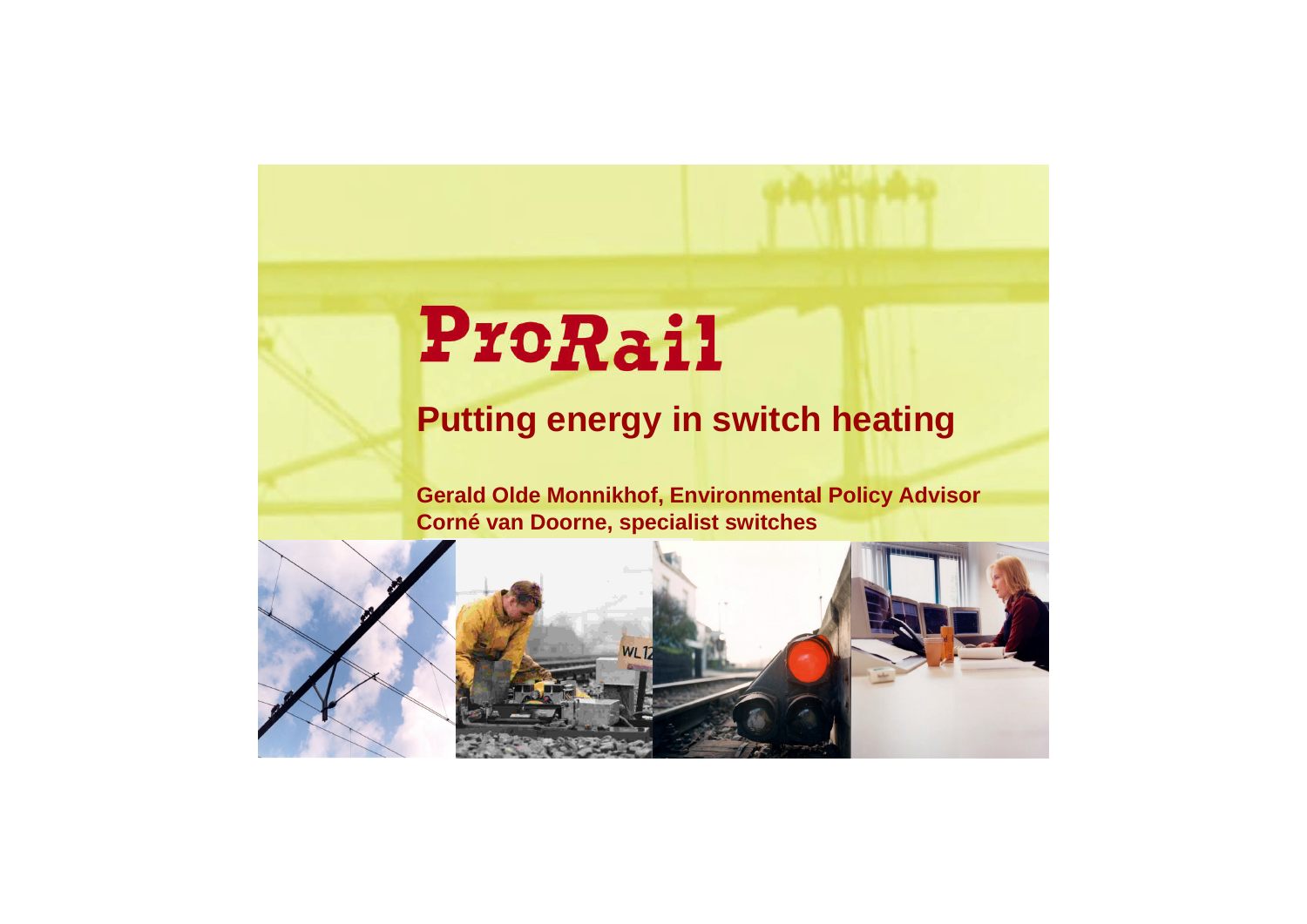ProRail

# Putting energy in switch heating

**Gerald Olde Monnikhof, Environmental Policy Advisor**
**Corné van Doorne, specialist switches**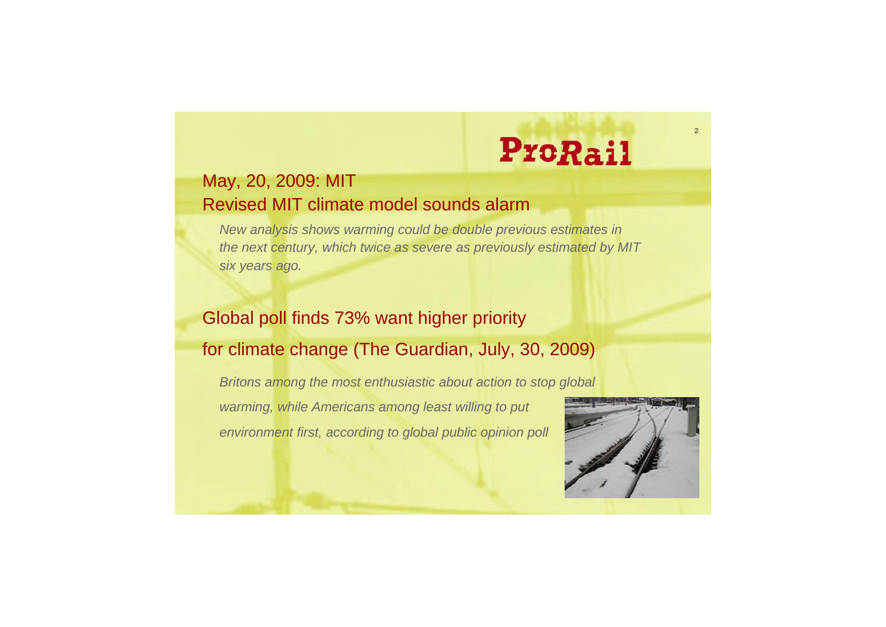ProRail

## May, 20, 2009: MIT
## Revised MIT climate model sounds alarm

*New analysis shows warming could be double previous estimates in the next century, which twice as severe as previously estimated by MIT six years ago.*

## Global poll finds 73% want higher priority for climate change (The Guardian, July, 30, 2009)

*Britons among the most enthusiastic about action to stop global warming, while Americans among least willing to put environment first, according to global public opinion poll*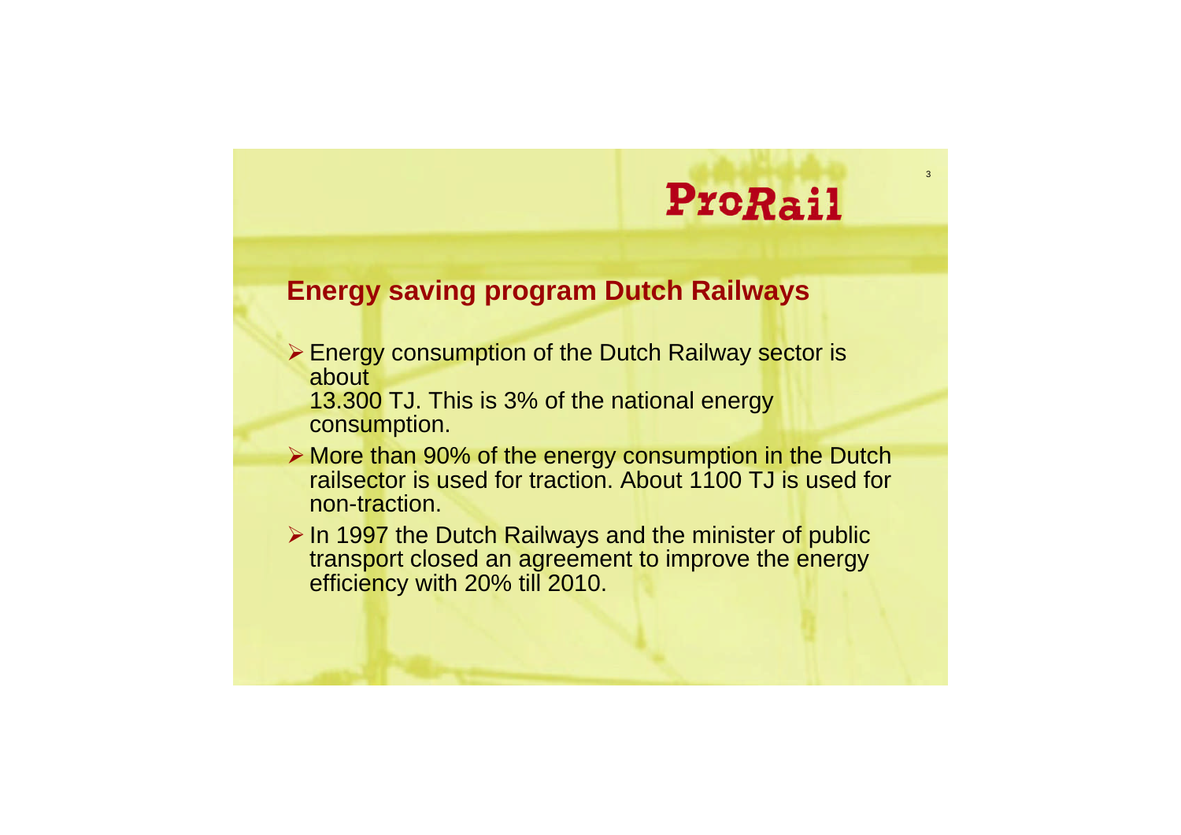## Energy saving program Dutch Railways

- Energy consumption of the Dutch Railway sector is about 13.300 TJ. This is 3% of the national energy consumption.
- More than 90% of the energy consumption in the Dutch railsector is used for traction. About 1100 TJ is used for non-traction.
- In 1997 the Dutch Railways and the minister of public transport closed an agreement to improve the energy efficiency with 20% till 2010.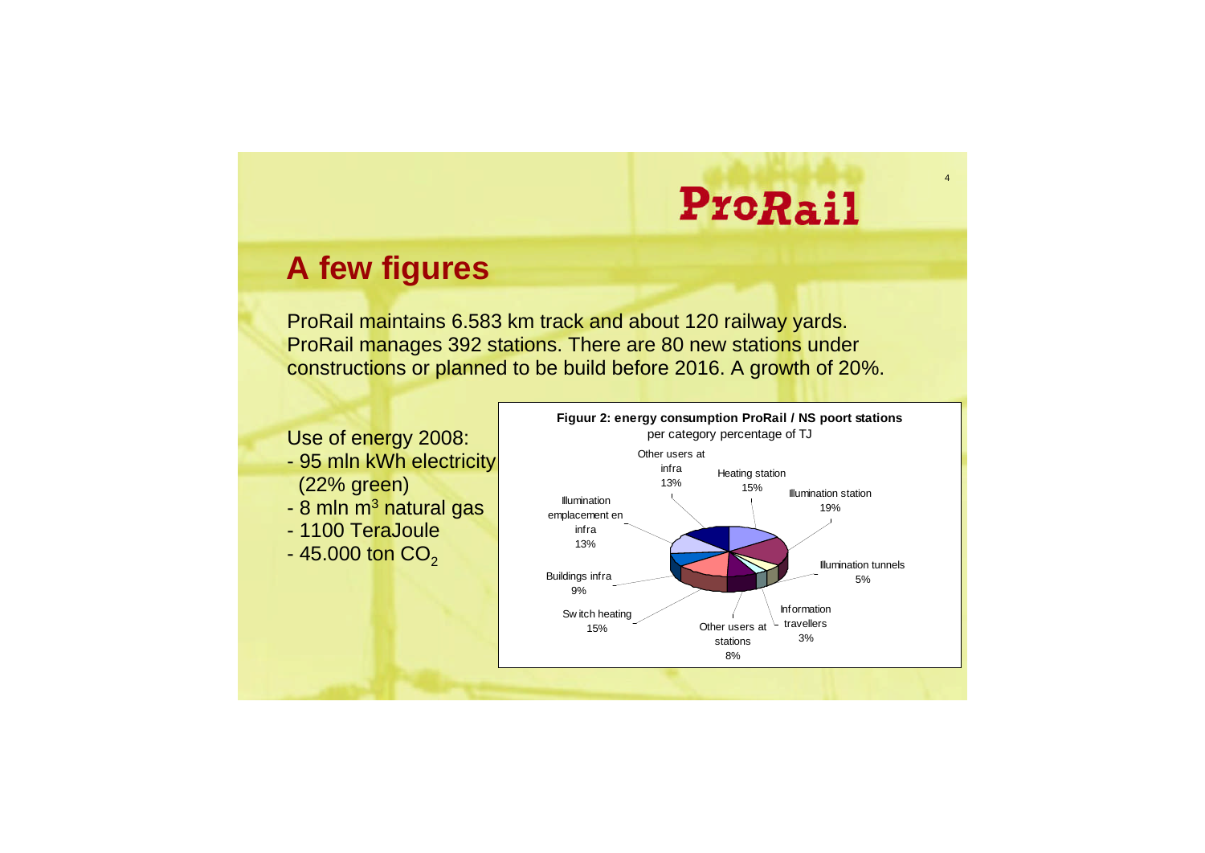# A few figures

ProRail maintains 6.583 km track and about 120 railway yards. ProRail manages 392 stations. There are 80 new stations under constructions or planned to be build before 2016. A growth of 20%.

Use of energy 2008:

- 95 mln kWh electricity (22% green)
- 8 mln $m^3$ natural gas
- 1100 TeraJoule
- 45.000 ton $CO_2$

**Figuur 2: energy consumption ProRail / NS poort stations**

per category percentage of TJ

| Category | Percentage |
| --- | --- |
| Heating station | 15% |
| Illumination station | 19% |
| Illumination tunnels | 5% |
| Information travellers | 3% |
| Other users at stations | 8% |
| Switch heating | 15% |
| Buildings infra | 9% |
| Illumination emplacement en infra | 13% |
| Other users at infra | 13% |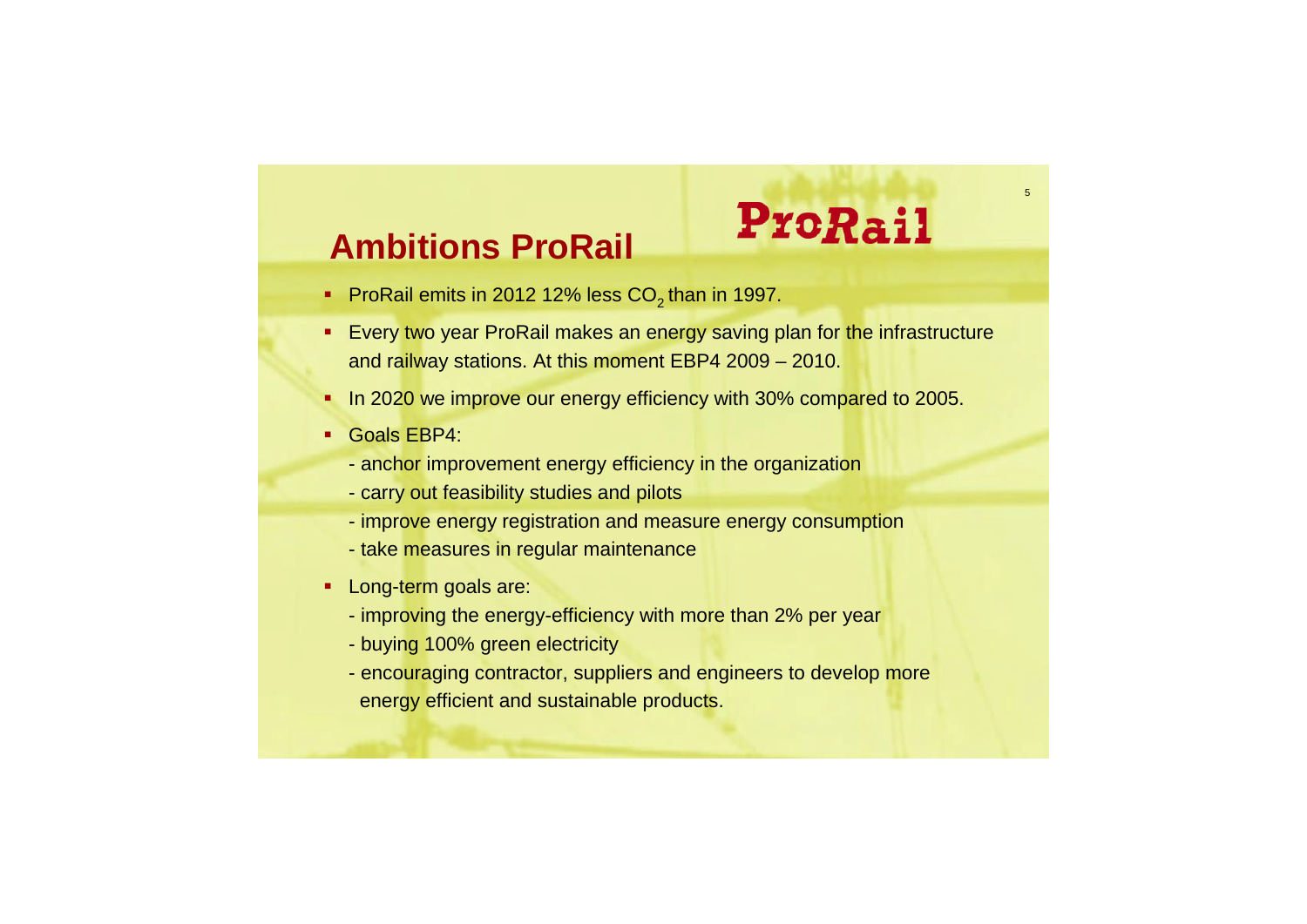# Ambitions ProRail

ProRail

- ProRail emits in 2012 12% less $CO_2$ than in 1997.
- Every two year ProRail makes an energy saving plan for the infrastructure and railway stations. At this moment EBP4 2009 – 2010.
- In 2020 we improve our energy efficiency with 30% compared to 2005.
- Goals EBP4:
  - anchor improvement energy efficiency in the organization
  - carry out feasibility studies and pilots
  - improve energy registration and measure energy consumption
  - take measures in regular maintenance
- Long-term goals are:
  - improving the energy-efficiency with more than 2% per year
  - buying 100% green electricity
  - encouraging contractor, suppliers and engineers to develop more energy efficient and sustainable products.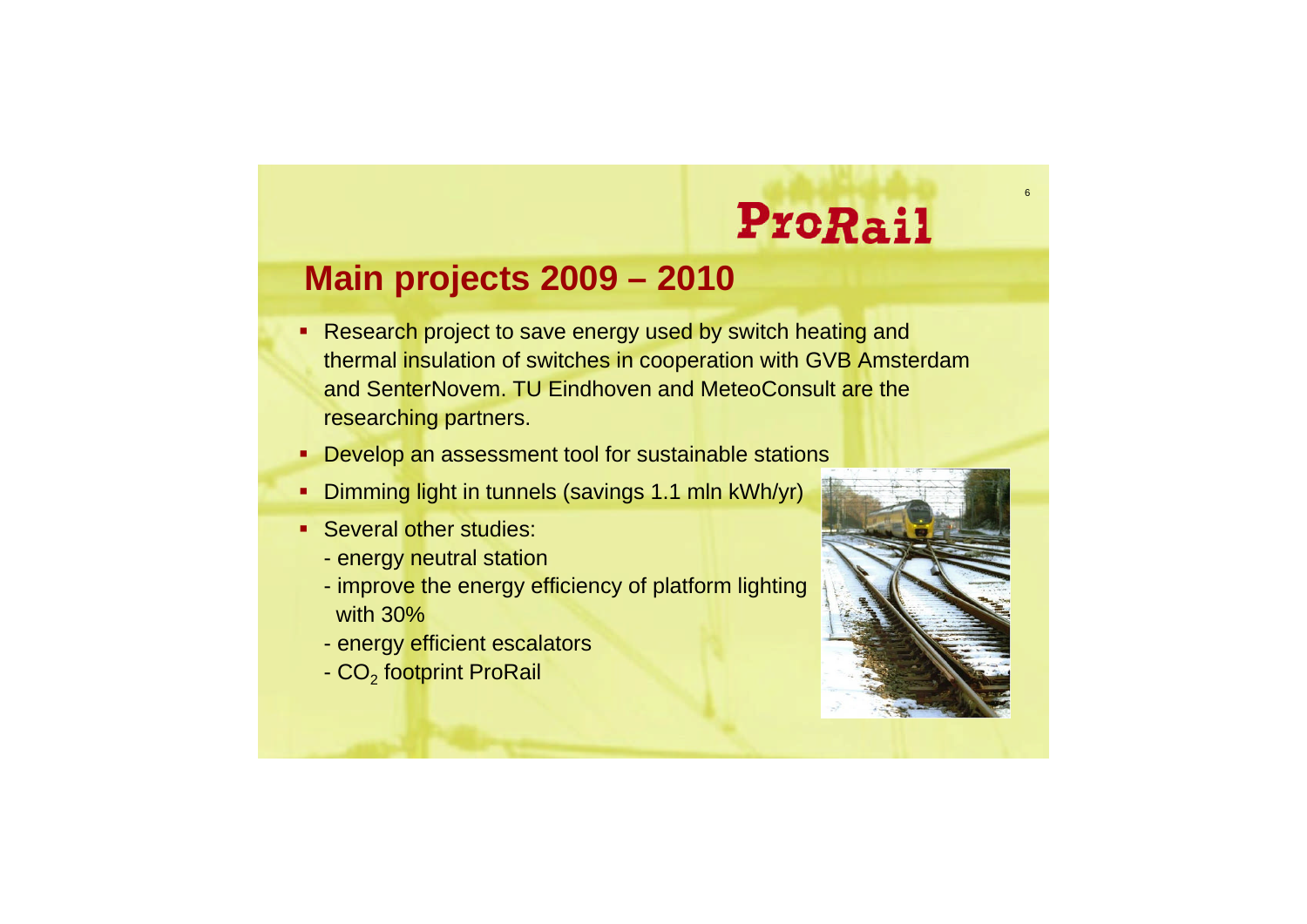ProRail

## Main projects 2009 – 2010

- Research project to save energy used by switch heating and thermal insulation of switches in cooperation with GVB Amsterdam and SenterNovem. TU Eindhoven and MeteoConsult are the researching partners.
- Develop an assessment tool for sustainable stations
- Dimming light in tunnels (savings 1.1 mln kWh/yr)
- Several other studies:
  - energy neutral station
  - improve the energy efficiency of platform lighting with 30%
  - energy efficient escalators
  - $CO_2$ footprint ProRail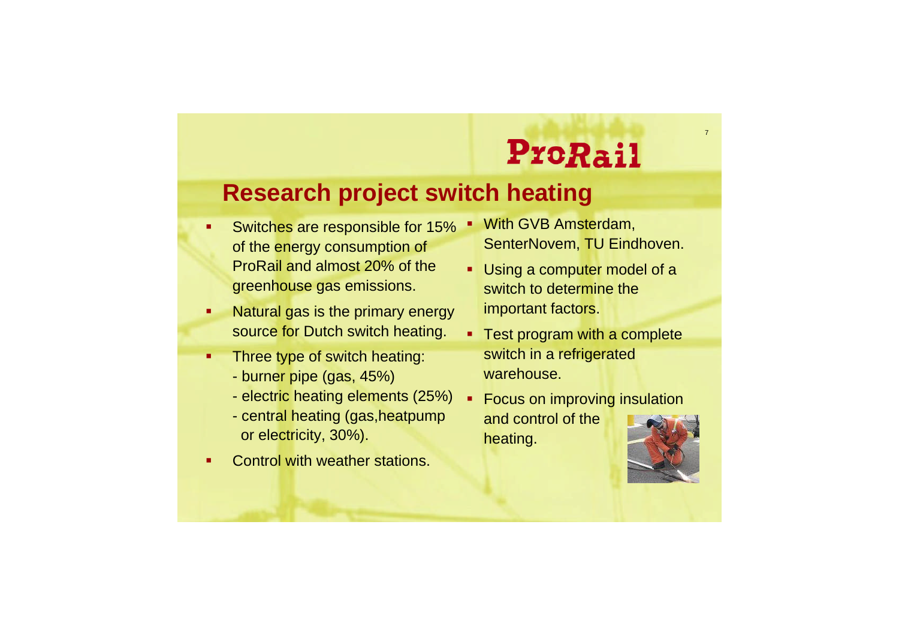ProRail

## Research project switch heating

- Switches are responsible for 15% of the energy consumption of ProRail and almost 20% of the greenhouse gas emissions.
- Natural gas is the primary energy source for Dutch switch heating.
- Three type of switch heating:
  - burner pipe (gas, 45%)
  - electric heating elements (25%)
  - central heating (gas,heatpump or electricity, 30%).
- Control with weather stations.
- With GVB Amsterdam, SenterNovem, TU Eindhoven.
- Using a computer model of a switch to determine the important factors.
- Test program with a complete switch in a refrigerated warehouse.
- Focus on improving insulation and control of the heating.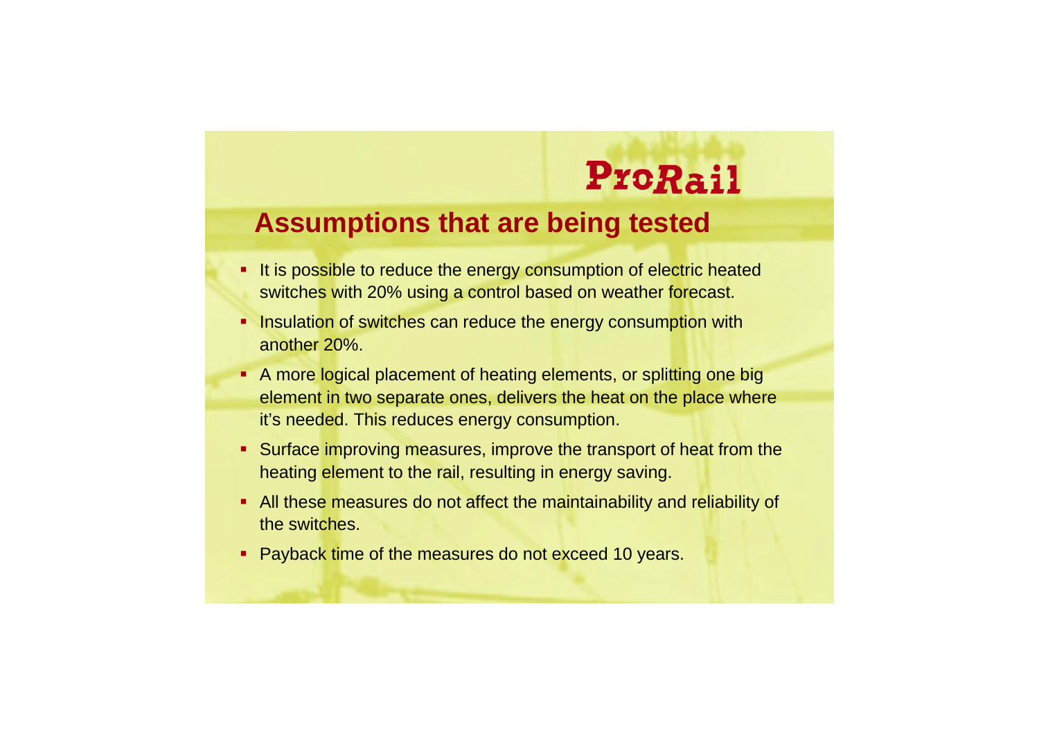ProRail

## Assumptions that are being tested

- It is possible to reduce the energy consumption of electric heated switches with 20% using a control based on weather forecast.
- Insulation of switches can reduce the energy consumption with another 20%.
- A more logical placement of heating elements, or splitting one big element in two separate ones, delivers the heat on the place where it's needed. This reduces energy consumption.
- Surface improving measures, improve the transport of heat from the heating element to the rail, resulting in energy saving.
- All these measures do not affect the maintainability and reliability of the switches.
- Payback time of the measures do not exceed 10 years.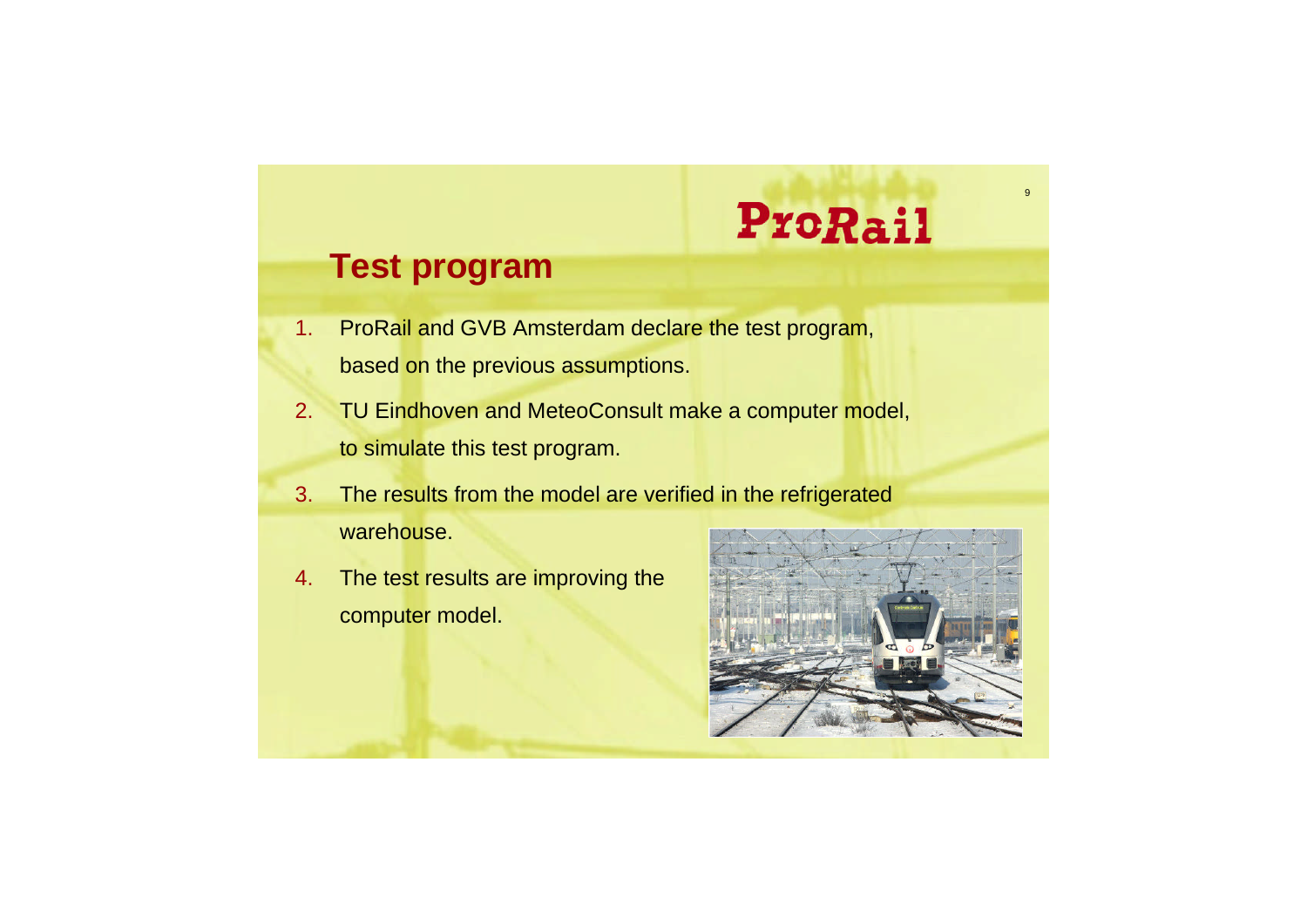## Test program

1. ProRail and GVB Amsterdam declare the test program, based on the previous assumptions.
2. TU Eindhoven and MeteoConsult make a computer model, to simulate this test program.
3. The results from the model are verified in the refrigerated warehouse.
4. The test results are improving the computer model.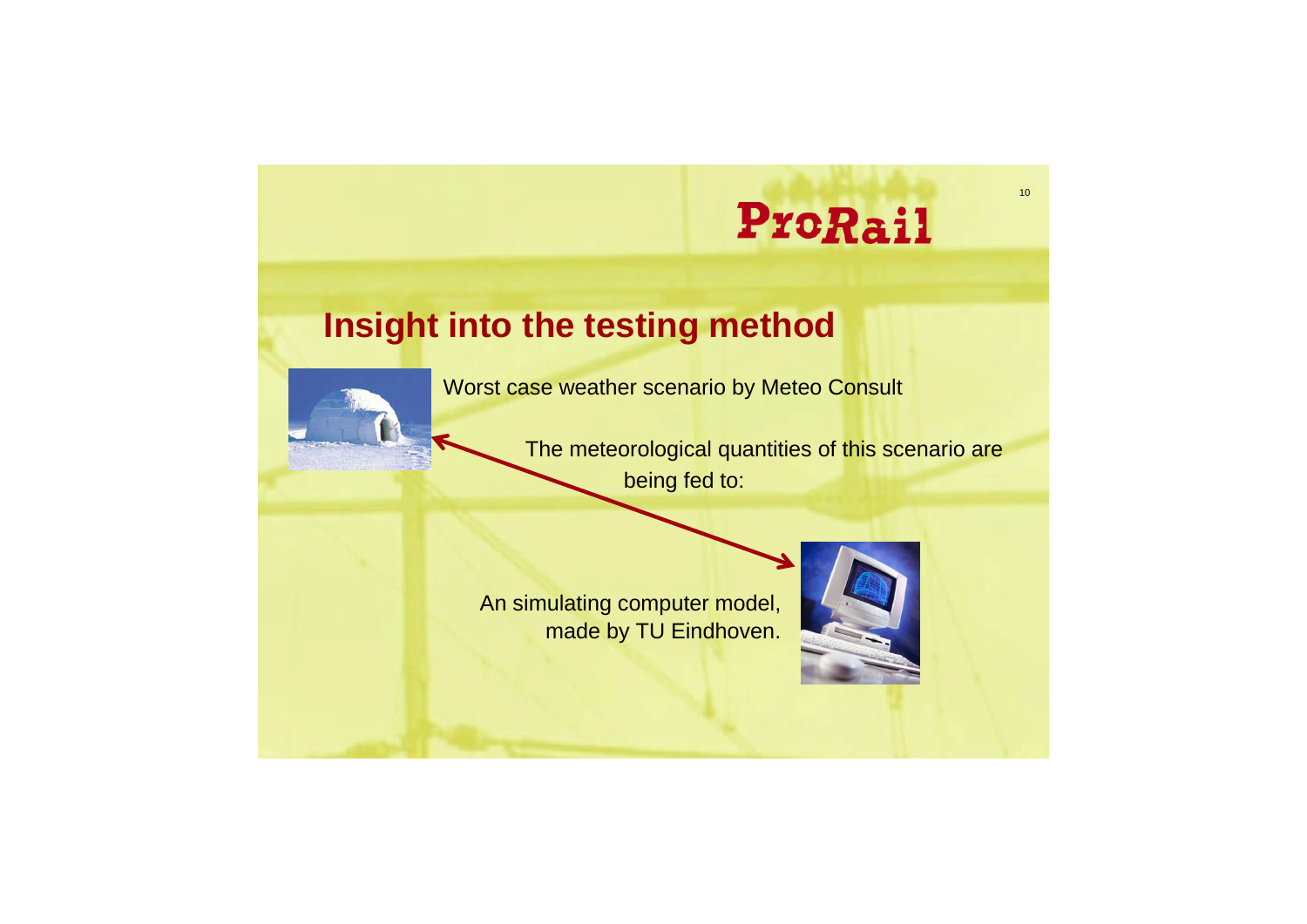# Insight into the testing method

Worst case weather scenario by Meteo Consult

The meteorological quantities of this scenario are being fed to:

An simulating computer model, made by TU Eindhoven.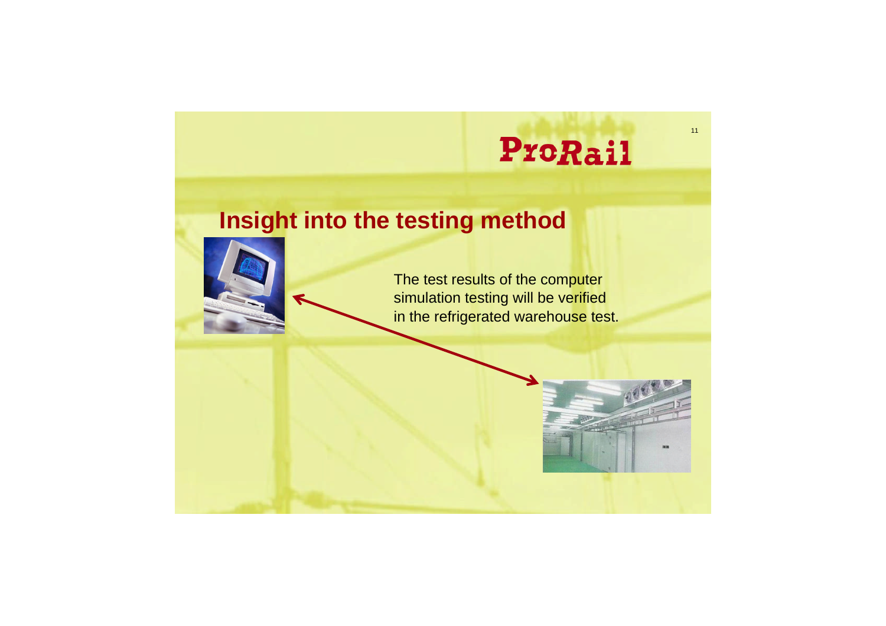# Insight into the testing method

The test results of the computer simulation testing will be verified in the refrigerated warehouse test.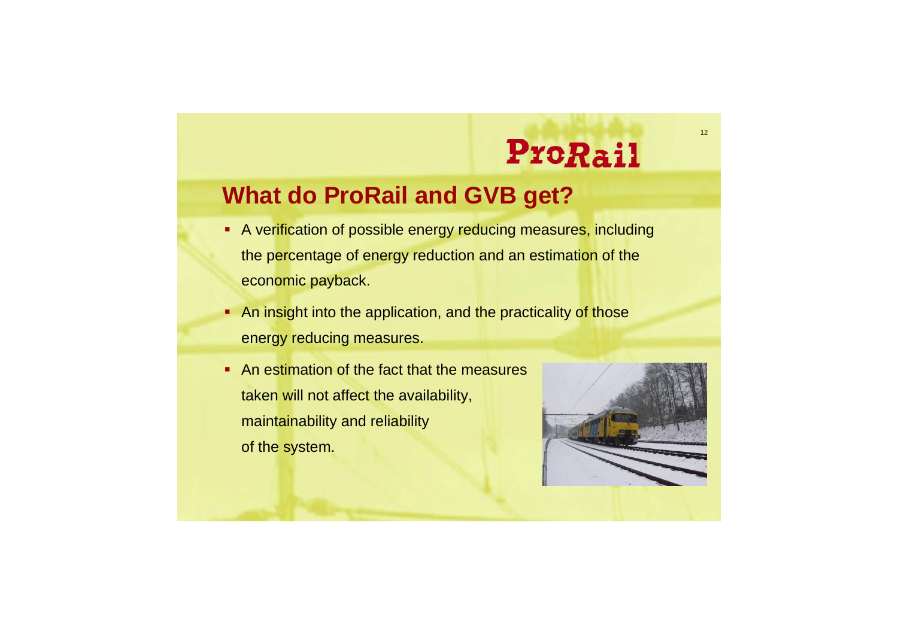## What do ProRail and GVB get?

- A verification of possible energy reducing measures, including the percentage of energy reduction and an estimation of the economic payback.
- An insight into the application, and the practicality of those energy reducing measures.
- An estimation of the fact that the measures taken will not affect the availability, maintainability and reliability of the system.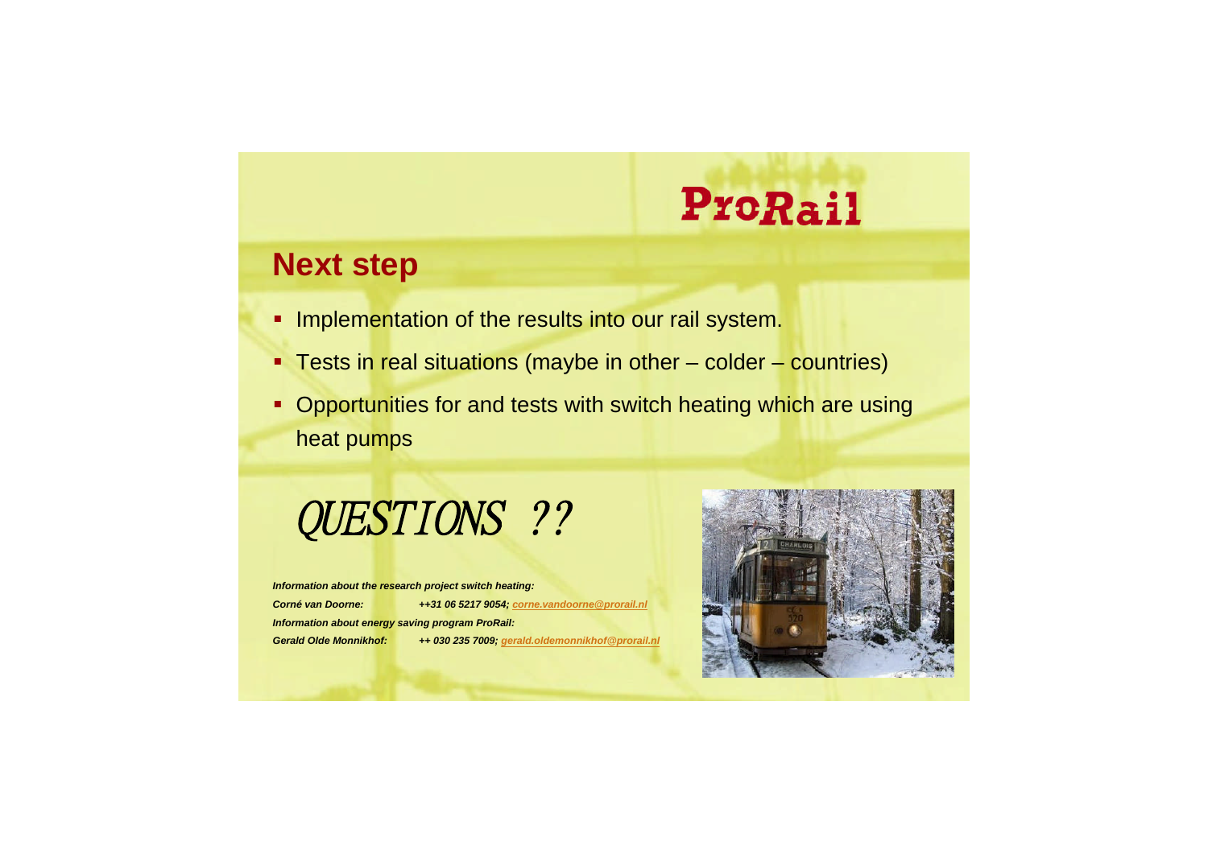ProRail

## Next step

- Implementation of the results into our rail system.
- Tests in real situations (maybe in other – colder – countries)
- Opportunities for and tests with switch heating which are using heat pumps

# QUESTIONS ??

***Information about the research project switch heating:***

***Corné van Doorne:*** ***++31 06 5217 9054; corne.vandoorne@prorail.nl***

***Information about energy saving program ProRail:***

***Gerald Olde Monnikhof:*** ***++ 030 235 7009; gerald.oldemonnikhof@prorail.nl***